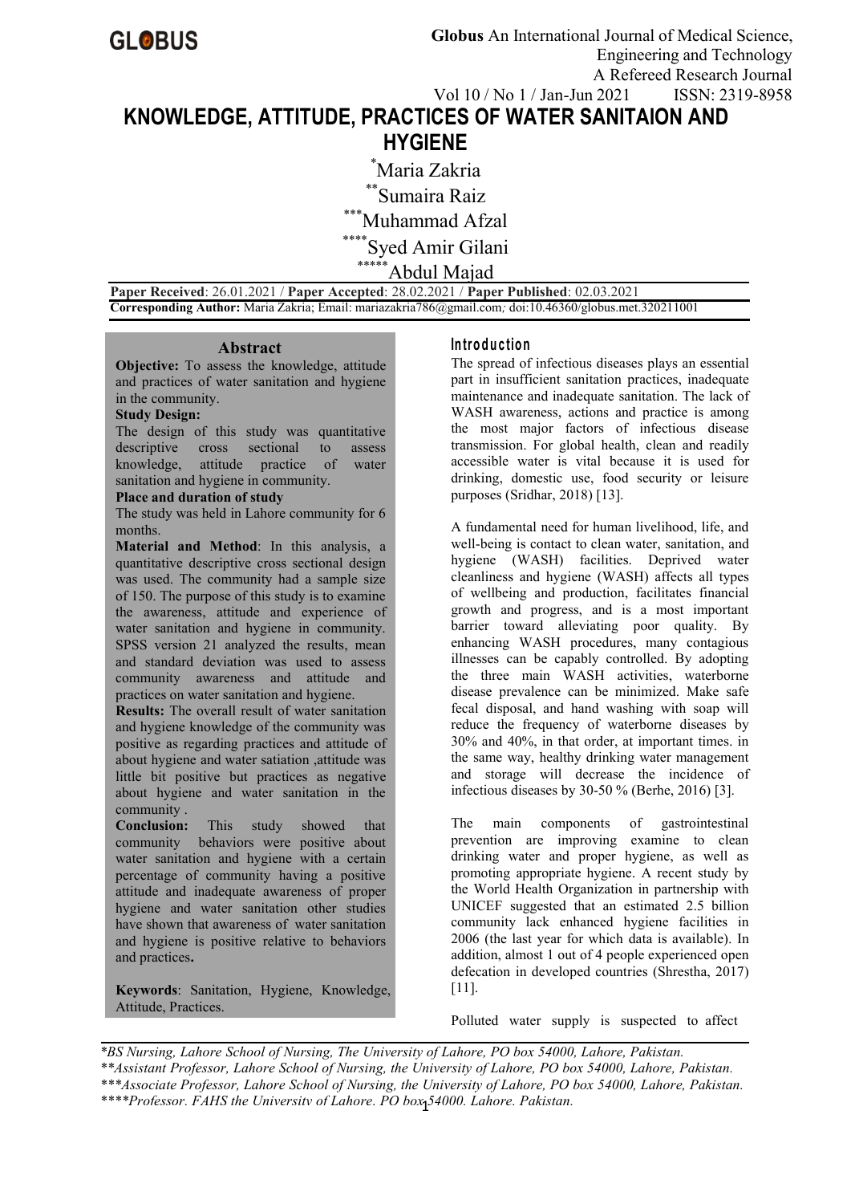# KNOWLEDGE, ATTITUDE, PRACTICES OF WATER SANITAION AND HYGIENE

*Maria Zakria

**Sumaira Raiz

***Muhammad Afzal

****Syed Amir Gilani

*****Abdul Majad

**Paper Received**: 26.01.2021 / **Paper Accepted**: 28.02.2021 / **Paper Published**: 02.03.2021

**Corresponding Author:** Maria Zakria; Email: mariazakria786@gmail.com*;* doi:10.46360/globus.met.320211001

## Abstract

**Objective:** To assess the knowledge, attitude and practices of water sanitation and hygiene in the community.

**Study Design:**

The design of this study was quantitative descriptive cross sectional to assess knowledge, attitude practice of water sanitation and hygiene in community.

**Place and duration of study**

The study was held in Lahore community for 6 months.

**Material and Method**: In this analysis, a quantitative descriptive cross sectional design was used. The community had a sample size of 150. The purpose of this study is to examine the awareness, attitude and experience of water sanitation and hygiene in community. SPSS version 21 analyzed the results, mean and standard deviation was used to assess community awareness and attitude and practices on water sanitation and hygiene.

**Results:** The overall result of water sanitation and hygiene knowledge of the community was positive as regarding practices and attitude of about hygiene and water satiation ,attitude was little bit positive but practices as negative about hygiene and water sanitation in the community .

**Conclusion:** This study showed that community behaviors were positive about water sanitation and hygiene with a certain percentage of community having a positive attitude and inadequate awareness of proper hygiene and water sanitation other studies have shown that awareness of water sanitation and hygiene is positive relative to behaviors and practices**.**

**Keywords**: Sanitation, Hygiene, Knowledge, Attitude, Practices.

## Introduction

The spread of infectious diseases plays an essential part in insufficient sanitation practices, inadequate maintenance and inadequate sanitation. The lack of WASH awareness, actions and practice is among the most major factors of infectious disease transmission. For global health, clean and readily accessible water is vital because it is used for drinking, domestic use, food security or leisure purposes (Sridhar, 2018) [13].

A fundamental need for human livelihood, life, and well-being is contact to clean water, sanitation, and hygiene (WASH) facilities. Deprived water cleanliness and hygiene (WASH) affects all types of wellbeing and production, facilitates financial growth and progress, and is a most important barrier toward alleviating poor quality. By enhancing WASH procedures, many contagious illnesses can be capably controlled. By adopting the three main WASH activities, waterborne disease prevalence can be minimized. Make safe fecal disposal, and hand washing with soap will reduce the frequency of waterborne diseases by 30% and 40%, in that order, at important times. in the same way, healthy drinking water management and storage will decrease the incidence of infectious diseases by 30-50 % (Berhe, 2016) [3].

The main components of gastrointestinal prevention are improving examine to clean drinking water and proper hygiene, as well as promoting appropriate hygiene. A recent study by the World Health Organization in partnership with UNICEF suggested that an estimated 2.5 billion community lack enhanced hygiene facilities in 2006 (the last year for which data is available). In addition, almost 1 out of 4 people experienced open defecation in developed countries (Shrestha, 2017) [11].

Polluted water supply is suspected to affect

*BS Nursing, Lahore School of Nursing, The University of Lahore, PO box 54000, Lahore, Pakistan.

**Assistant Professor, Lahore School of Nursing, the University of Lahore, PO box 54000, Lahore, Pakistan.

***Associate Professor, Lahore School of Nursing, the University of Lahore, PO box 54000, Lahore, Pakistan.

****Professor. FAHS the University of Lahore. PO box 54000. Lahore. Pakistan.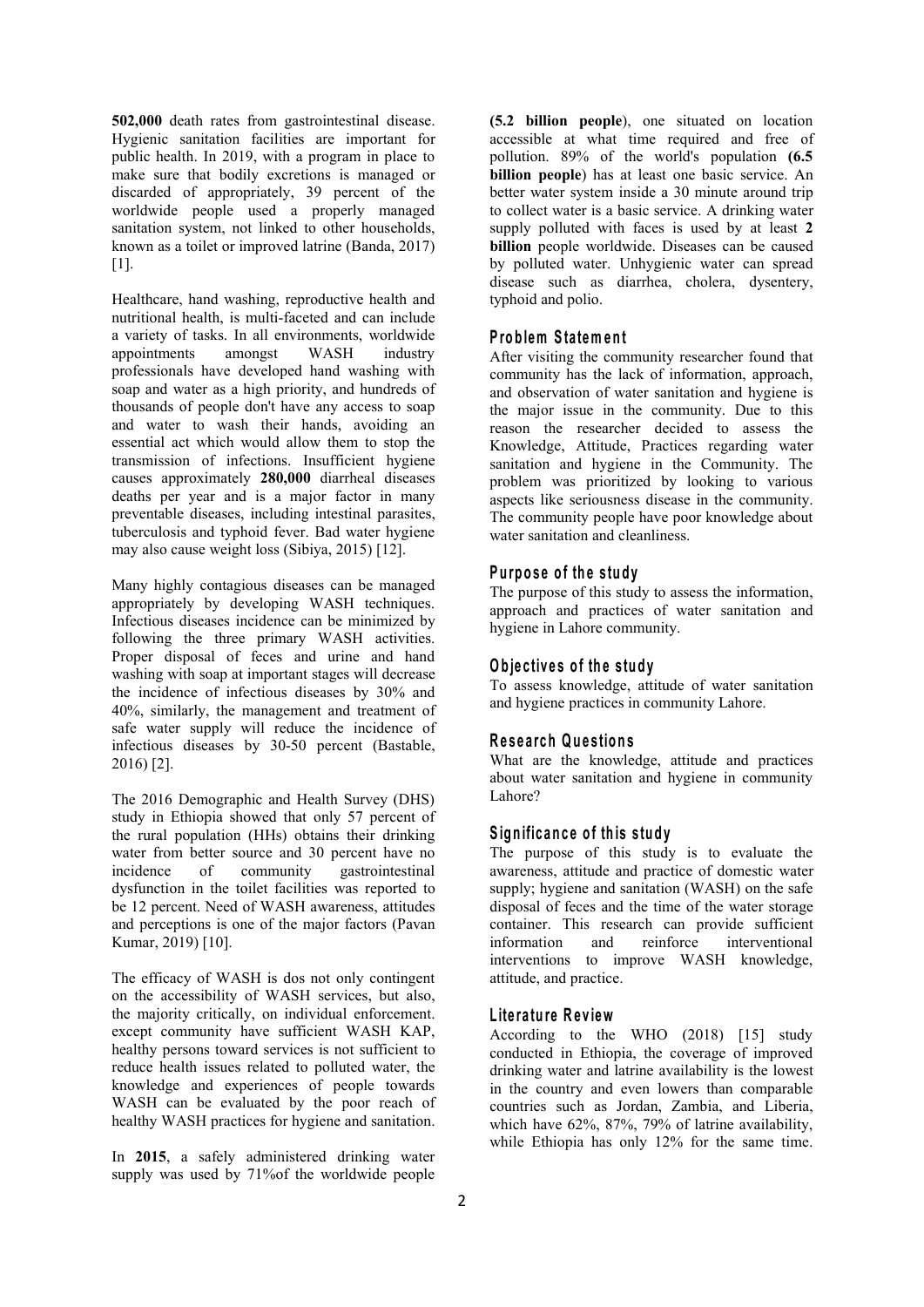**502,000** death rates from gastrointestinal disease. Hygienic sanitation facilities are important for public health. In 2019, with a program in place to make sure that bodily excretions is managed or discarded of appropriately, 39 percent of the worldwide people used a properly managed sanitation system, not linked to other households, known as a toilet or improved latrine (Banda, 2017) [1].

Healthcare, hand washing, reproductive health and nutritional health, is multi-faceted and can include a variety of tasks. In all environments, worldwide appointments amongst WASH industry professionals have developed hand washing with soap and water as a high priority, and hundreds of thousands of people don't have any access to soap and water to wash their hands, avoiding an essential act which would allow them to stop the transmission of infections. Insufficient hygiene causes approximately **280,000** diarrheal diseases deaths per year and is a major factor in many preventable diseases, including intestinal parasites, tuberculosis and typhoid fever. Bad water hygiene may also cause weight loss (Sibiya, 2015) [12].

Many highly contagious diseases can be managed appropriately by developing WASH techniques. Infectious diseases incidence can be minimized by following the three primary WASH activities. Proper disposal of feces and urine and hand washing with soap at important stages will decrease the incidence of infectious diseases by 30% and 40%, similarly, the management and treatment of safe water supply will reduce the incidence of infectious diseases by 30-50 percent (Bastable, 2016) [2].

The 2016 Demographic and Health Survey (DHS) study in Ethiopia showed that only 57 percent of the rural population (HHs) obtains their drinking water from better source and 30 percent have no incidence of community gastrointestinal dysfunction in the toilet facilities was reported to be 12 percent. Need of WASH awareness, attitudes and perceptions is one of the major factors (Pavan Kumar, 2019) [10].

The efficacy of WASH is dos not only contingent on the accessibility of WASH services, but also, the majority critically, on individual enforcement. except community have sufficient WASH KAP, healthy persons toward services is not sufficient to reduce health issues related to polluted water, the knowledge and experiences of people towards WASH can be evaluated by the poor reach of healthy WASH practices for hygiene and sanitation.

In **2015**, a safely administered drinking water supply was used by 71%of the worldwide people **(5.2 billion people**), one situated on location accessible at what time required and free of pollution. 89% of the world's population **(6.5 billion people**) has at least one basic service. An better water system inside a 30 minute around trip to collect water is a basic service. A drinking water supply polluted with faces is used by at least **2 billion** people worldwide. Diseases can be caused by polluted water. Unhygienic water can spread disease such as diarrhea, cholera, dysentery, typhoid and polio.

## Problem Statement

After visiting the community researcher found that community has the lack of information, approach, and observation of water sanitation and hygiene is the major issue in the community. Due to this reason the researcher decided to assess the Knowledge, Attitude, Practices regarding water sanitation and hygiene in the Community. The problem was prioritized by looking to various aspects like seriousness disease in the community. The community people have poor knowledge about water sanitation and cleanliness.

## Purpose of the study

The purpose of this study to assess the information, approach and practices of water sanitation and hygiene in Lahore community.

## Objectives of the study

To assess knowledge, attitude of water sanitation and hygiene practices in community Lahore.

## Research Questions

What are the knowledge, attitude and practices about water sanitation and hygiene in community Lahore?

## Significance of this study

The purpose of this study is to evaluate the awareness, attitude and practice of domestic water supply; hygiene and sanitation (WASH) on the safe disposal of feces and the time of the water storage container. This research can provide sufficient information and reinforce interventional interventions to improve WASH knowledge, attitude, and practice.

## Literature Review

According to the WHO (2018) [15] study conducted in Ethiopia, the coverage of improved drinking water and latrine availability is the lowest in the country and even lowers than comparable countries such as Jordan, Zambia, and Liberia, which have 62%, 87%, 79% of latrine availability, while Ethiopia has only 12% for the same time.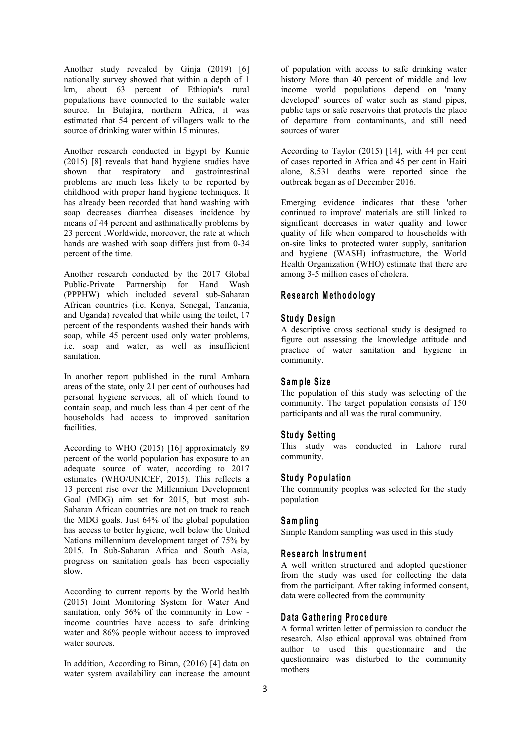Another study revealed by Ginja (2019) [6] nationally survey showed that within a depth of 1 km, about 63 percent of Ethiopia's rural populations have connected to the suitable water source. In Butajira, northern Africa, it was estimated that 54 percent of villagers walk to the source of drinking water within 15 minutes.

Another research conducted in Egypt by Kumie (2015) [8] reveals that hand hygiene studies have shown that respiratory and gastrointestinal problems are much less likely to be reported by childhood with proper hand hygiene techniques. It has already been recorded that hand washing with soap decreases diarrhea diseases incidence by means of 44 percent and asthmatically problems by 23 percent .Worldwide, moreover, the rate at which hands are washed with soap differs just from 0-34 percent of the time.

Another research conducted by the 2017 Global Public-Private Partnership for Hand Wash (PPPHW) which included several sub-Saharan African countries (i.e. Kenya, Senegal, Tanzania, and Uganda) revealed that while using the toilet, 17 percent of the respondents washed their hands with soap, while 45 percent used only water problems, i.e. soap and water, as well as insufficient sanitation.

In another report published in the rural Amhara areas of the state, only 21 per cent of outhouses had personal hygiene services, all of which found to contain soap, and much less than 4 per cent of the households had access to improved sanitation facilities.

According to WHO (2015) [16] approximately 89 percent of the world population has exposure to an adequate source of water, according to 2017 estimates (WHO/UNICEF, 2015). This reflects a 13 percent rise over the Millennium Development Goal (MDG) aim set for 2015, but most sub-Saharan African countries are not on track to reach the MDG goals. Just 64% of the global population has access to better hygiene, well below the United Nations millennium development target of 75% by 2015. In Sub-Saharan Africa and South Asia, progress on sanitation goals has been especially slow.

According to current reports by the World health (2015) Joint Monitoring System for Water And sanitation, only 56% of the community in Low - income countries have access to safe drinking water and 86% people without access to improved water sources.

In addition, According to Biran, (2016) [4] data on water system availability can increase the amount of population with access to safe drinking water history More than 40 percent of middle and low income world populations depend on 'many developed' sources of water such as stand pipes, public taps or safe reservoirs that protects the place of departure from contaminants, and still need sources of water

According to Taylor (2015) [14], with 44 per cent of cases reported in Africa and 45 per cent in Haiti alone, 8.531 deaths were reported since the outbreak began as of December 2016.

Emerging evidence indicates that these 'other continued to improve' materials are still linked to significant decreases in water quality and lower quality of life when compared to households with on-site links to protected water supply, sanitation and hygiene (WASH) infrastructure, the World Health Organization (WHO) estimate that there are among 3-5 million cases of cholera.

## Research Methodology

### Study Design

A descriptive cross sectional study is designed to figure out assessing the knowledge attitude and practice of water sanitation and hygiene in community.

### Sample Size

The population of this study was selecting of the community. The target population consists of 150 participants and all was the rural community.

### Study Setting

This study was conducted in Lahore rural community.

### Study Population

The community peoples was selected for the study population

### Sampling

Simple Random sampling was used in this study

### Research Instrument

A well written structured and adopted questioner from the study was used for collecting the data from the participant. After taking informed consent, data were collected from the community

### Data Gathering Procedure

A formal written letter of permission to conduct the research. Also ethical approval was obtained from author to used this questionnaire and the questionnaire was disturbed to the community mothers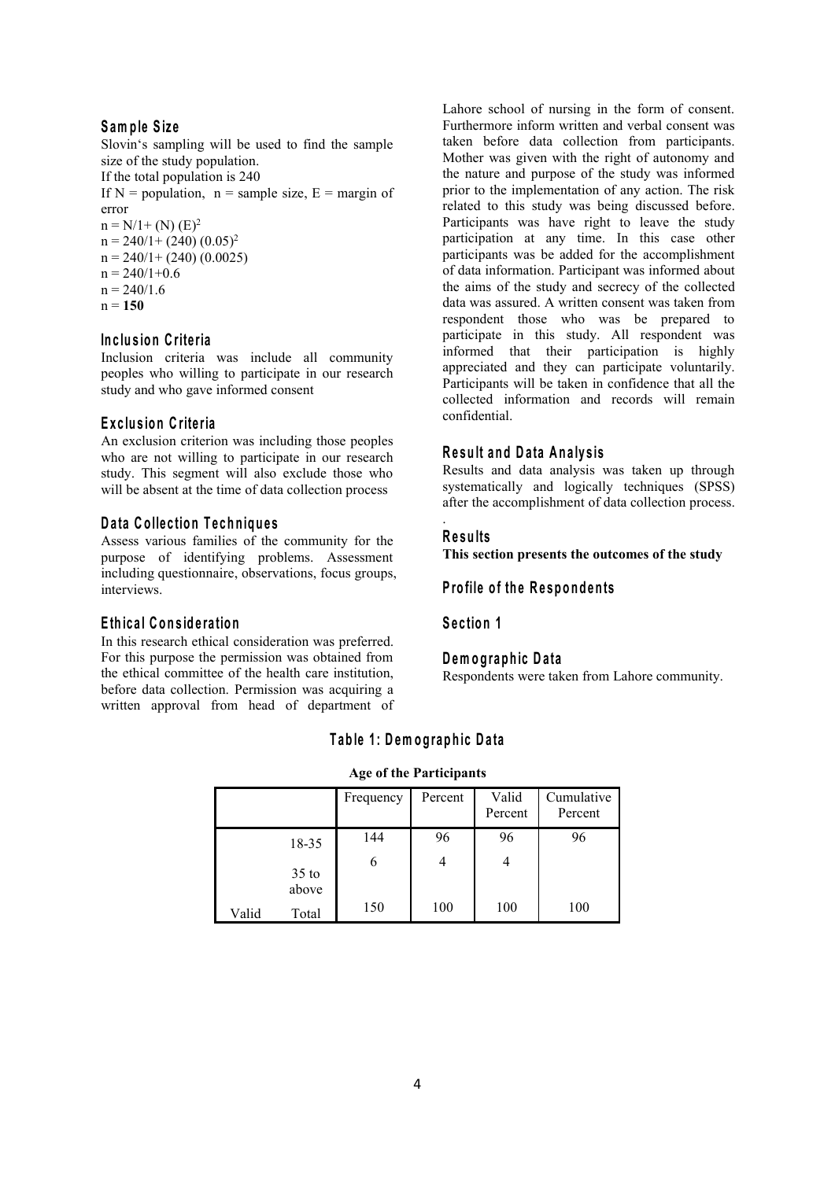### Sample Size

Slovin's sampling will be used to find the sample size of the study population.

If the total population is 240

If N = population, n = sample size, E = margin of error

$n = N/1+ (N) (E)^2$

$n = 240/1+ (240) (0.05)^2$

$n = 240/1+ (240) (0.0025)$

$n = 240/1+0.6$

$n = 240/1.6$

n = **150**

### Inclusion Criteria

Inclusion criteria was include all community peoples who willing to participate in our research study and who gave informed consent

### Exclusion Criteria

An exclusion criterion was including those peoples who are not willing to participate in our research study. This segment will also exclude those who will be absent at the time of data collection process

### Data Collection Techniques

Assess various families of the community for the purpose of identifying problems. Assessment including questionnaire, observations, focus groups, interviews.

### Ethical Consideration

In this research ethical consideration was preferred. For this purpose the permission was obtained from the ethical committee of the health care institution, before data collection. Permission was acquiring a written approval from head of department of Lahore school of nursing in the form of consent. Furthermore inform written and verbal consent was taken before data collection from participants. Mother was given with the right of autonomy and the nature and purpose of the study was informed prior to the implementation of any action. The risk related to this study was being discussed before. Participants was have right to leave the study participation at any time. In this case other participants was be added for the accomplishment of data information. Participant was informed about the aims of the study and secrecy of the collected data was assured. A written consent was taken from respondent those who was be prepared to participate in this study. All respondent was informed that their participation is highly appreciated and they can participate voluntarily. Participants will be taken in confidence that all the collected information and records will remain confidential.

### Result and Data Analysis

Results and data analysis was taken up through systematically and logically techniques (SPSS) after the accomplishment of data collection process.

.

### Results

**This section presents the outcomes of the study**

### Profile of the Respondents

### Section 1

### Demographic Data

Respondents were taken from Lahore community.

### Table 1: Demographic Data

**Age of the Participants**

| | | Frequency | Percent | Valid Percent | Cumulative Percent |
|---|---|---|---|---|---|
| | 18-35 | 144 | 96 | 96 | 96 |
| | 35 to above | 6 | 4 | 4 | |
| Valid | Total | 150 | 100 | 100 | 100 |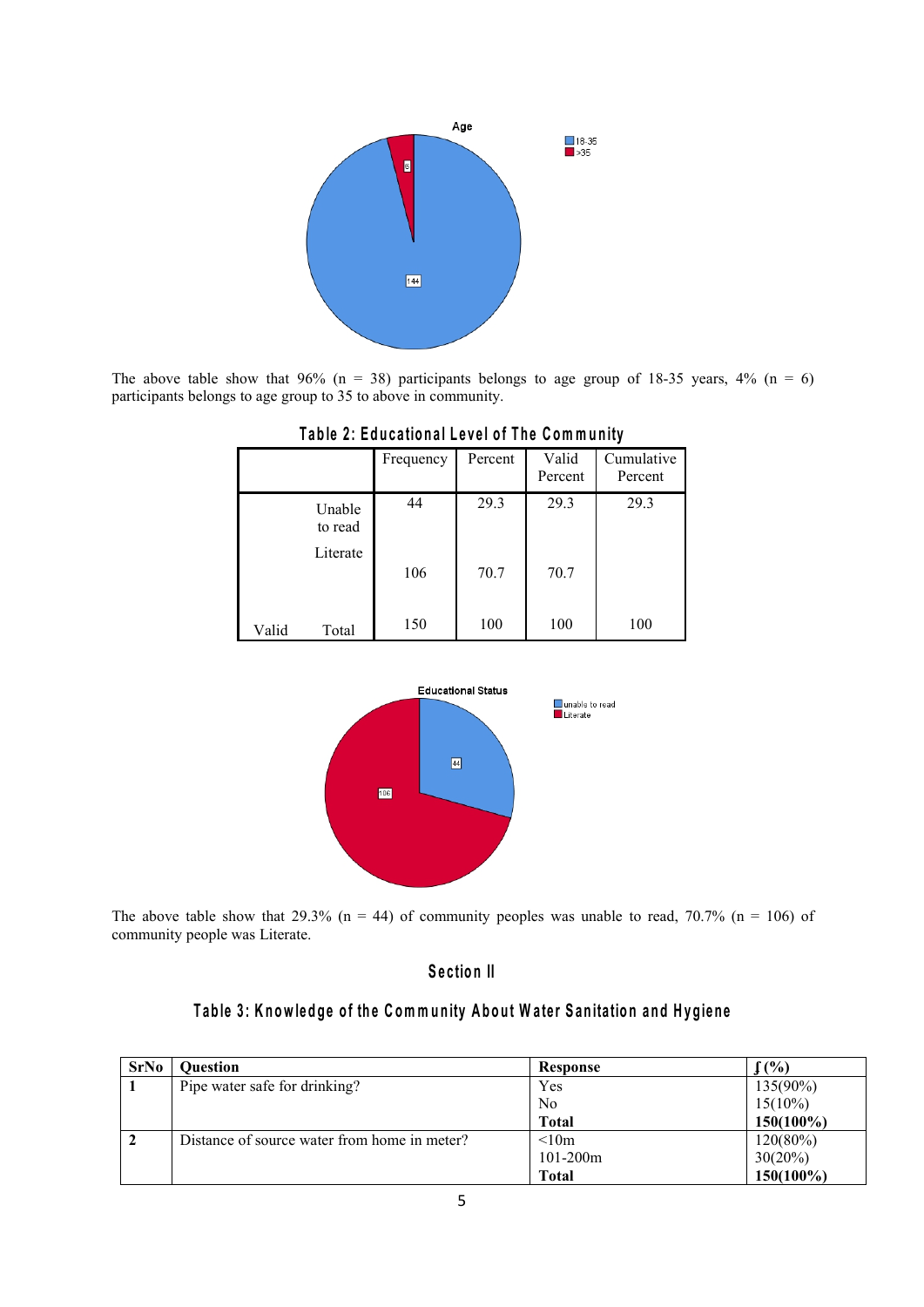The above table show that 96% (n = 38) participants belongs to age group of 18-35 years, 4% (n = 6) participants belongs to age group to 35 to above in community.

**Table 2: Educational Level of The Community**

| | | Frequency | Percent | Valid Percent | Cumulative Percent |
|---|---|---|---|---|---|
| | Unable to read | 44 | 29.3 | 29.3 | 29.3 |
| | Literate | 106 | 70.7 | 70.7 | |
| Valid | Total | 150 | 100 | 100 | 100 |

The above table show that 29.3% (n = 44) of community peoples was unable to read, 70.7% (n = 106) of community people was Literate.

## Section II

**Table 3: Knowledge of the Community About Water Sanitation and Hygiene**

| SrNo | Question | Response | ʃ (%) |
|---|---|---|---|
| 1 | Pipe water safe for drinking? | Yes | 135(90%) |
| | | No | 15(10%) |
| | | **Total** | **150(100%)** |
| 2 | Distance of source water from home in meter? | <10m | 120(80%) |
| | | 101-200m | 30(20%) |
| | | **Total** | **150(100%)** |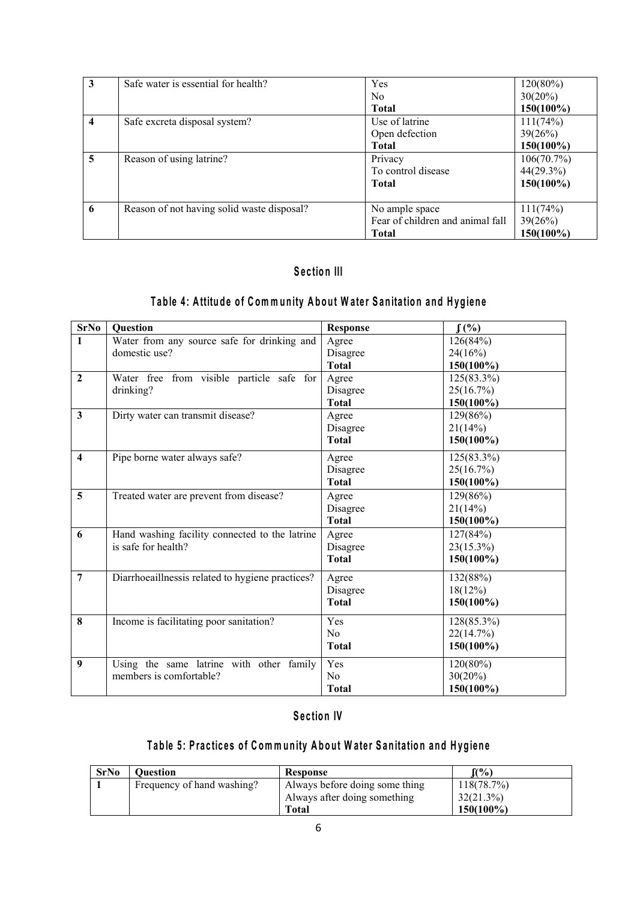| 3 | Safe water is essential for health? | Yes<br>No<br>**Total** | 120(80%)<br>30(20%)<br>**150(100%)** |
|---|---|---|---|
| 4 | Safe excreta disposal system? | Use of latrine<br>Open defection<br>**Total** | 111(74%)<br>39(26%)<br>**150(100%)** |
| 5 | Reason of using latrine? | Privacy<br>To control disease<br>**Total** | 106(70.7%)<br>44(29.3%)<br>**150(100%)** |
| 6 | Reason of not having solid waste disposal? | No ample space<br>Fear of children and animal fall<br>**Total** | 111(74%)<br>39(26%)<br>**150(100%)** |

## Section III

### Table 4: Attitude of Community About Water Sanitation and Hygiene

| SrNo | Question | Response | ʃ(%) |
|---|---|---|---|
| 1 | Water from any source safe for drinking and domestic use? | Agree<br>Disagree<br>**Total** | 126(84%)<br>24(16%)<br>**150(100%)** |
| 2 | Water free from visible particle safe for drinking? | Agree<br>Disagree<br>**Total** | 125(83.3%)<br>25(16.7%)<br>**150(100%)** |
| 3 | Dirty water can transmit disease? | Agree<br>Disagree<br>**Total** | 129(86%)<br>21(14%)<br>**150(100%)** |
| 4 | Pipe borne water always safe? | Agree<br>Disagree<br>**Total** | 125(83.3%)<br>25(16.7%)<br>**150(100%)** |
| 5 | Treated water are prevent from disease? | Agree<br>Disagree<br>**Total** | 129(86%)<br>21(14%)<br>**150(100%)** |
| 6 | Hand washing facility connected to the latrine is safe for health? | Agree<br>Disagree<br>**Total** | 127(84%)<br>23(15.3%)<br>**150(100%)** |
| 7 | Diarrhoeaillnessis related to hygiene practices? | Agree<br>Disagree<br>**Total** | 132(88%)<br>18(12%)<br>**150(100%)** |
| 8 | Income is facilitating poor sanitation? | Yes<br>No<br>**Total** | 128(85.3%)<br>22(14.7%)<br>**150(100%)** |
| 9 | Using the same latrine with other family members is comfortable? | Yes<br>No<br>**Total** | 120(80%)<br>30(20%)<br>**150(100%)** |

## Section IV

### Table 5: Practices of Community About Water Sanitation and Hygiene

| SrNo | Question | Response | ʃ(%) |
|---|---|---|---|
| 1 | Frequency of hand washing? | Always before doing some thing<br>Always after doing something<br>**Total** | 118(78.7%)<br>32(21.3%)<br>**150(100%)** |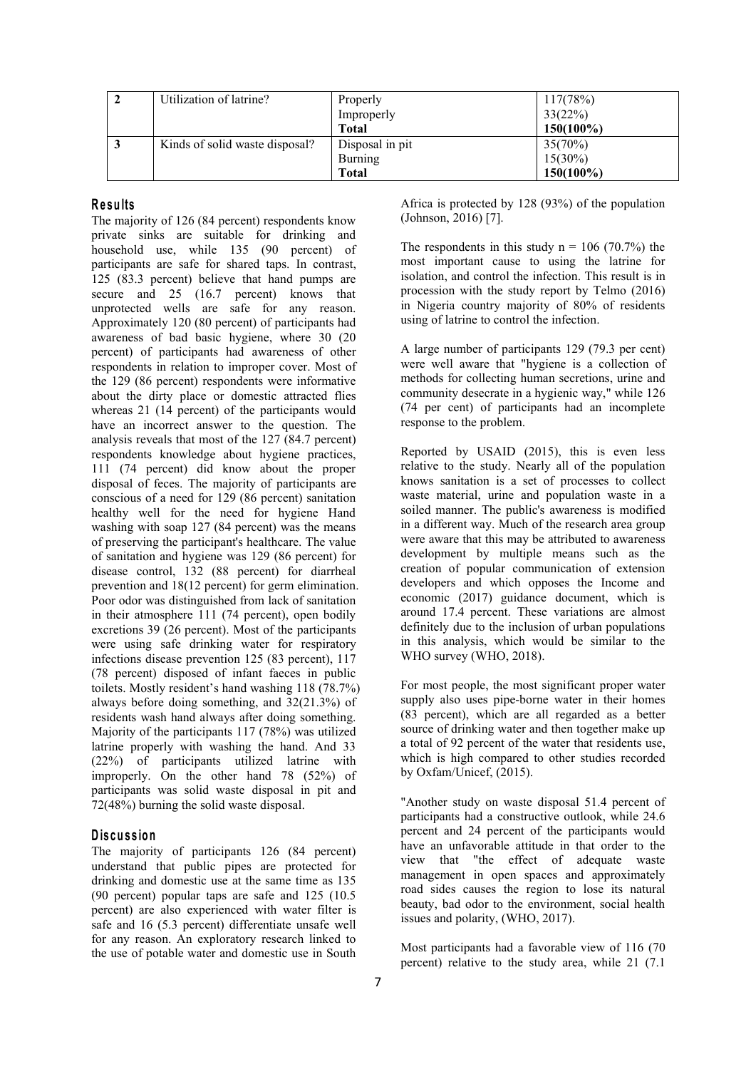| 2 | Utilization of latrine? | Properly<br>Improperly<br>**Total** | 117(78%)<br>33(22%)<br>**150(100%)** |
|---|---|---|---|
| 3 | Kinds of solid waste disposal? | Disposal in pit<br>Burning<br>**Total** | 35(70%)<br>15(30%)<br>**150(100%)** |

## Results

The majority of 126 (84 percent) respondents know private sinks are suitable for drinking and household use, while 135 (90 percent) of participants are safe for shared taps. In contrast, 125 (83.3 percent) believe that hand pumps are secure and 25 (16.7 percent) knows that unprotected wells are safe for any reason. Approximately 120 (80 percent) of participants had awareness of bad basic hygiene, where 30 (20 percent) of participants had awareness of other respondents in relation to improper cover. Most of the 129 (86 percent) respondents were informative about the dirty place or domestic attracted flies whereas 21 (14 percent) of the participants would have an incorrect answer to the question. The analysis reveals that most of the 127 (84.7 percent) respondents knowledge about hygiene practices, 111 (74 percent) did know about the proper disposal of feces. The majority of participants are conscious of a need for 129 (86 percent) sanitation healthy well for the need for hygiene Hand washing with soap 127 (84 percent) was the means of preserving the participant's healthcare. The value of sanitation and hygiene was 129 (86 percent) for disease control, 132 (88 percent) for diarrheal prevention and 18(12 percent) for germ elimination. Poor odor was distinguished from lack of sanitation in their atmosphere 111 (74 percent), open bodily excretions 39 (26 percent). Most of the participants were using safe drinking water for respiratory infections disease prevention 125 (83 percent), 117 (78 percent) disposed of infant faeces in public toilets. Mostly resident's hand washing 118 (78.7%) always before doing something, and 32(21.3%) of residents wash hand always after doing something. Majority of the participants 117 (78%) was utilized latrine properly with washing the hand. And 33 (22%) of participants utilized latrine with improperly. On the other hand 78 (52%) of participants was solid waste disposal in pit and 72(48%) burning the solid waste disposal.

## Discussion

The majority of participants 126 (84 percent) understand that public pipes are protected for drinking and domestic use at the same time as 135 (90 percent) popular taps are safe and 125 (10.5 percent) are also experienced with water filter is safe and 16 (5.3 percent) differentiate unsafe well for any reason. An exploratory research linked to the use of potable water and domestic use in South Africa is protected by 128 (93%) of the population (Johnson, 2016) [7].

The respondents in this study n = 106 (70.7%) the most important cause to using the latrine for isolation, and control the infection. This result is in procession with the study report by Telmo (2016) in Nigeria country majority of 80% of residents using of latrine to control the infection.

A large number of participants 129 (79.3 per cent) were well aware that "hygiene is a collection of methods for collecting human secretions, urine and community desecrate in a hygienic way," while 126 (74 per cent) of participants had an incomplete response to the problem.

Reported by USAID (2015), this is even less relative to the study. Nearly all of the population knows sanitation is a set of processes to collect waste material, urine and population waste in a soiled manner. The public's awareness is modified in a different way. Much of the research area group were aware that this may be attributed to awareness development by multiple means such as the creation of popular communication of extension developers and which opposes the Income and economic (2017) guidance document, which is around 17.4 percent. These variations are almost definitely due to the inclusion of urban populations in this analysis, which would be similar to the WHO survey (WHO, 2018).

For most people, the most significant proper water supply also uses pipe-borne water in their homes (83 percent), which are all regarded as a better source of drinking water and then together make up a total of 92 percent of the water that residents use, which is high compared to other studies recorded by Oxfam/Unicef, (2015).

"Another study on waste disposal 51.4 percent of participants had a constructive outlook, while 24.6 percent and 24 percent of the participants would have an unfavorable attitude in that order to the view that "the effect of adequate waste management in open spaces and approximately road sides causes the region to lose its natural beauty, bad odor to the environment, social health issues and polarity, (WHO, 2017).

Most participants had a favorable view of 116 (70 percent) relative to the study area, while 21 (7.1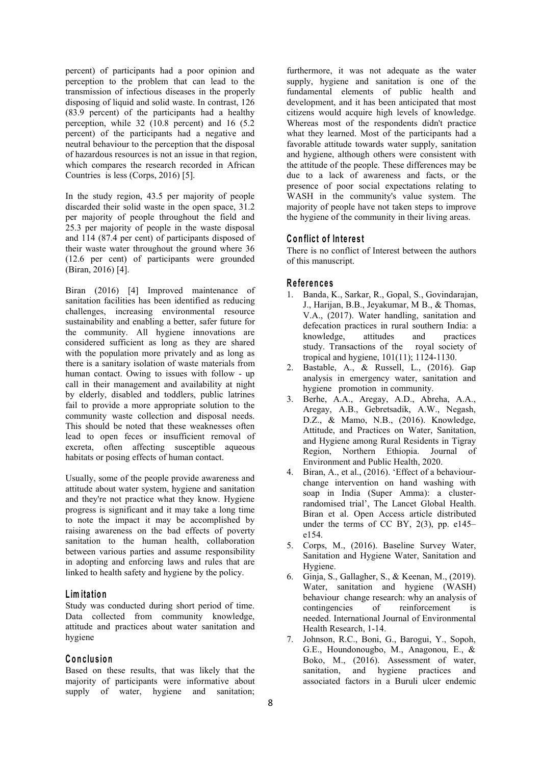percent) of participants had a poor opinion and perception to the problem that can lead to the transmission of infectious diseases in the properly disposing of liquid and solid waste. In contrast, 126 (83.9 percent) of the participants had a healthy perception, while 32 (10.8 percent) and 16 (5.2 percent) of the participants had a negative and neutral behaviour to the perception that the disposal of hazardous resources is not an issue in that region, which compares the research recorded in African Countries is less (Corps, 2016) [5].

In the study region, 43.5 per majority of people discarded their solid waste in the open space, 31.2 per majority of people throughout the field and 25.3 per majority of people in the waste disposal and 114 (87.4 per cent) of participants disposed of their waste water throughout the ground where 36 (12.6 per cent) of participants were grounded (Biran, 2016) [4].

Biran (2016) [4] Improved maintenance of sanitation facilities has been identified as reducing challenges, increasing environmental resource sustainability and enabling a better, safer future for the community. All hygiene innovations are considered sufficient as long as they are shared with the population more privately and as long as there is a sanitary isolation of waste materials from human contact. Owing to issues with follow - up call in their management and availability at night by elderly, disabled and toddlers, public latrines fail to provide a more appropriate solution to the community waste collection and disposal needs. This should be noted that these weaknesses often lead to open feces or insufficient removal of excreta, often affecting susceptible aqueous habitats or posing effects of human contact.

Usually, some of the people provide awareness and attitude about water system, hygiene and sanitation and they're not practice what they know. Hygiene progress is significant and it may take a long time to note the impact it may be accomplished by raising awareness on the bad effects of poverty sanitation to the human health, collaboration between various parties and assume responsibility in adopting and enforcing laws and rules that are linked to health safety and hygiene by the policy.

## Limitation

Study was conducted during short period of time. Data collected from community knowledge, attitude and practices about water sanitation and hygiene

## Conclusion

Based on these results, that was likely that the majority of participants were informative about supply of water, hygiene and sanitation; furthermore, it was not adequate as the water supply, hygiene and sanitation is one of the fundamental elements of public health and development, and it has been anticipated that most citizens would acquire high levels of knowledge. Whereas most of the respondents didn't practice what they learned. Most of the participants had a favorable attitude towards water supply, sanitation and hygiene, although others were consistent with the attitude of the people. These differences may be due to a lack of awareness and facts, or the presence of poor social expectations relating to WASH in the community's value system. The majority of people have not taken steps to improve the hygiene of the community in their living areas.

## Conflict of Interest

There is no conflict of Interest between the authors of this manuscript.

## References

1. Banda, K., Sarkar, R., Gopal, S., Govindarajan, J., Harijan, B.B., Jeyakumar, M B., & Thomas, V.A., (2017). Water handling, sanitation and defecation practices in rural southern India: a knowledge, attitudes and practices study. Transactions of the royal society of tropical and hygiene, 101(11); 1124-1130.
2. Bastable, A., & Russell, L., (2016). Gap analysis in emergency water, sanitation and hygiene promotion in community.
3. Berhe, A.A., Aregay, A.D., Abreha, A.A., Aregay, A.B., Gebretsadik, A.W., Negash, D.Z., & Mamo, N.B., (2016). Knowledge, Attitude, and Practices on Water, Sanitation, and Hygiene among Rural Residents in Tigray Region, Northern Ethiopia. Journal of Environment and Public Health, 2020.
4. Biran, A., et al., (2016). 'Effect of a behaviour-change intervention on hand washing with soap in India (Super Amma): a cluster-randomised trial', The Lancet Global Health. Biran et al. Open Access article distributed under the terms of CC BY, 2(3), pp. e145–e154.
5. Corps, M., (2016). Baseline Survey Water, Sanitation and Hygiene Water, Sanitation and Hygiene.
6. Ginja, S., Gallagher, S., & Keenan, M., (2019). Water, sanitation and hygiene (WASH) behaviour change research: why an analysis of contingencies of reinforcement is needed. International Journal of Environmental Health Research, 1-14.
7. Johnson, R.C., Boni, G., Barogui, Y., Sopoh, G.E., Houndonougbo, M., Anagonou, E., & Boko, M., (2016). Assessment of water, sanitation, and hygiene practices and associated factors in a Buruli ulcer endemic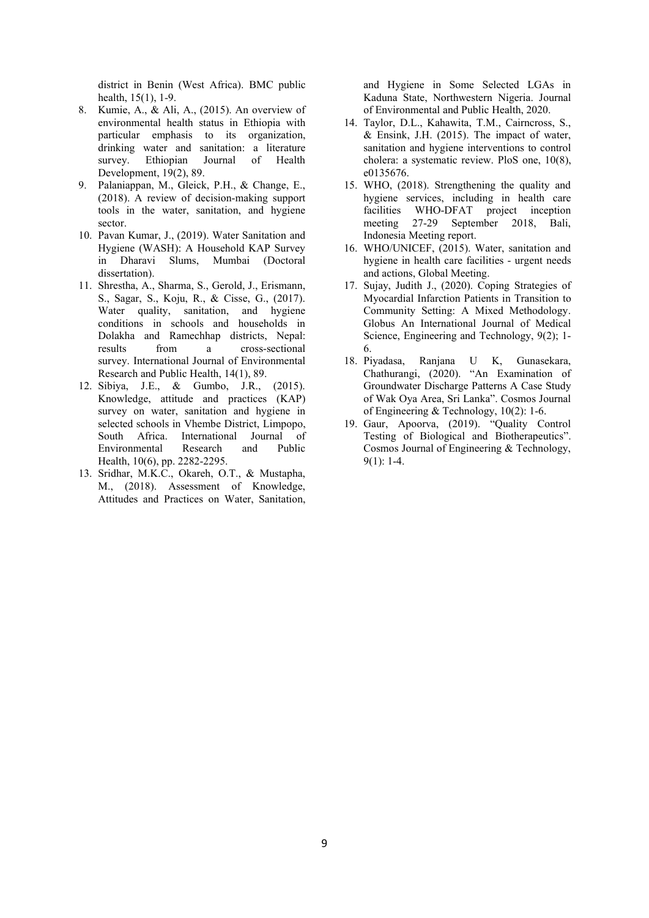district in Benin (West Africa). BMC public health, 15(1), 1-9.

8. Kumie, A., & Ali, A., (2015). An overview of environmental health status in Ethiopia with particular emphasis to its organization, drinking water and sanitation: a literature survey. Ethiopian Journal of Health Development, 19(2), 89.
9. Palaniappan, M., Gleick, P.H., & Change, E., (2018). A review of decision-making support tools in the water, sanitation, and hygiene sector.
10. Pavan Kumar, J., (2019). Water Sanitation and Hygiene (WASH): A Household KAP Survey in Dharavi Slums, Mumbai (Doctoral dissertation).
11. Shrestha, A., Sharma, S., Gerold, J., Erismann, S., Sagar, S., Koju, R., & Cisse, G., (2017). Water quality, sanitation, and hygiene conditions in schools and households in Dolakha and Ramechhap districts, Nepal: results from a cross-sectional survey. International Journal of Environmental Research and Public Health, 14(1), 89.
12. Sibiya, J.E., & Gumbo, J.R., (2015). Knowledge, attitude and practices (KAP) survey on water, sanitation and hygiene in selected schools in Vhembe District, Limpopo, South Africa. International Journal of Environmental Research and Public Health, 10(6), pp. 2282-2295.
13. Sridhar, M.K.C., Okareh, O.T., & Mustapha, M., (2018). Assessment of Knowledge, Attitudes and Practices on Water, Sanitation, and Hygiene in Some Selected LGAs in Kaduna State, Northwestern Nigeria. Journal of Environmental and Public Health, 2020.
14. Taylor, D.L., Kahawita, T.M., Cairncross, S., & Ensink, J.H. (2015). The impact of water, sanitation and hygiene interventions to control cholera: a systematic review. PloS one, 10(8), e0135676.
15. WHO, (2018). Strengthening the quality and hygiene services, including in health care facilities WHO-DFAT project inception meeting 27-29 September 2018, Bali, Indonesia Meeting report.
16. WHO/UNICEF, (2015). Water, sanitation and hygiene in health care facilities - urgent needs and actions, Global Meeting.
17. Sujay, Judith J., (2020). Coping Strategies of Myocardial Infarction Patients in Transition to Community Setting: A Mixed Methodology. Globus An International Journal of Medical Science, Engineering and Technology, 9(2); 1-6.
18. Piyadasa, Ranjana U K, Gunasekara, Chathurangi, (2020). "An Examination of Groundwater Discharge Patterns A Case Study of Wak Oya Area, Sri Lanka". Cosmos Journal of Engineering & Technology, 10(2): 1-6.
19. Gaur, Apoorva, (2019). "Quality Control Testing of Biological and Biotherapeutics". Cosmos Journal of Engineering & Technology, 9(1): 1-4.